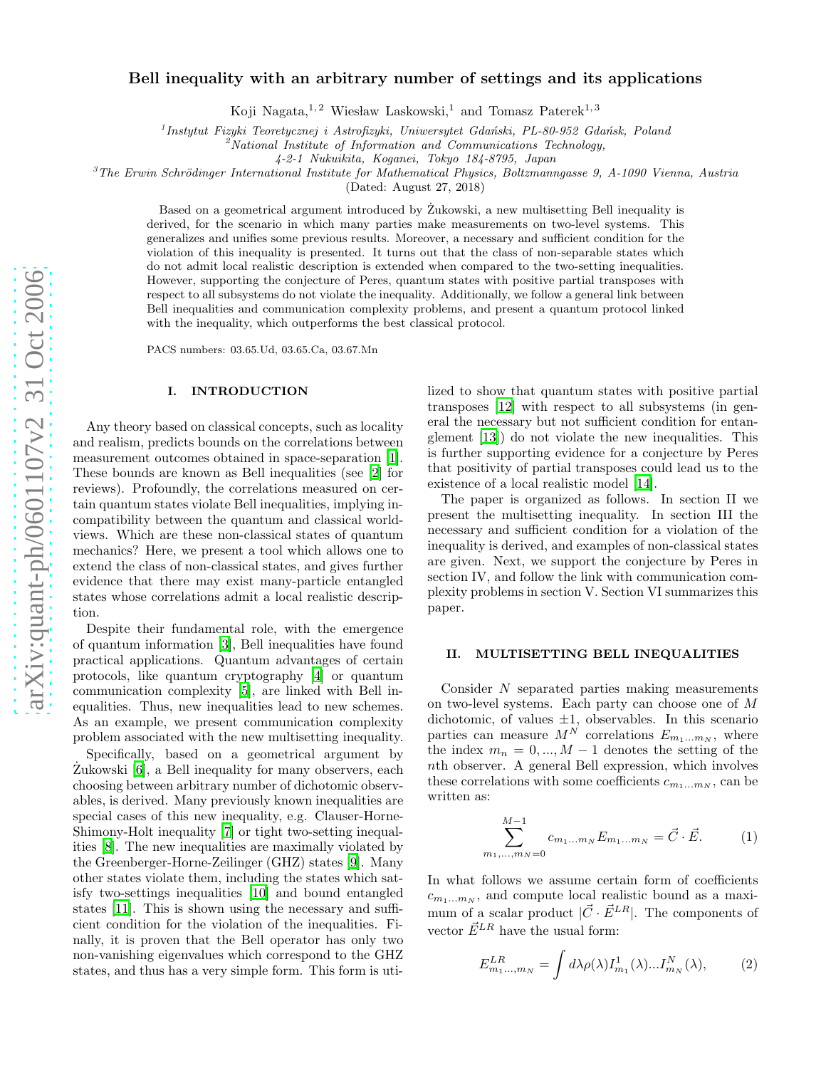# Bell inequality with an arbitrary number of settings and its applications

Koji Nagata,[1,2] Wiesław Laskowski,[1] and Tomasz Paterek[1,3]

[1] *Instytut Fizyki Teoretycznej i Astrofizyki, Uniwersytet Gdański, PL-80-952 Gdańsk, Poland*
[2] *National Institute of Information and Communications Technology, 4-2-1 Nukuikita, Koganei, Tokyo 184-8795, Japan*
[3] *The Erwin Schrödinger International Institute for Mathematical Physics, Boltzmanngasse 9, A-1090 Vienna, Austria*

(Dated: August 27, 2018)

Based on a geometrical argument introduced by Żukowski, a new multisetting Bell inequality is derived, for the scenario in which many parties make measurements on two-level systems. This generalizes and unifies some previous results. Moreover, a necessary and sufficient condition for the violation of this inequality is presented. It turns out that the class of non-separable states which do not admit local realistic description is extended when compared to the two-setting inequalities. However, supporting the conjecture of Peres, quantum states with positive partial transposes with respect to all subsystems do not violate the inequality. Additionally, we follow a general link between Bell inequalities and communication complexity problems, and present a quantum protocol linked with the inequality, which outperforms the best classical protocol.

PACS numbers: 03.65.Ud, 03.65.Ca, 03.67.Mn

## I. INTRODUCTION

Any theory based on classical concepts, such as locality and realism, predicts bounds on the correlations between measurement outcomes obtained in space-separation [1]. These bounds are known as Bell inequalities (see [2] for reviews). Profoundly, the correlations measured on certain quantum states violate Bell inequalities, implying incompatibility between the quantum and classical worldviews. Which are these non-classical states of quantum mechanics? Here, we present a tool which allows one to extend the class of non-classical states, and gives further evidence that there may exist many-particle entangled states whose correlations admit a local realistic description.

Despite their fundamental role, with the emergence of quantum information [3], Bell inequalities have found practical applications. Quantum advantages of certain protocols, like quantum cryptography [4] or quantum communication complexity [5], are linked with Bell inequalities. Thus, new inequalities lead to new schemes. As an example, we present communication complexity problem associated with the new multisetting inequality.

Specifically, based on a geometrical argument by Żukowski [6], a Bell inequality for many observers, each choosing between arbitrary number of dichotomic observables, is derived. Many previously known inequalities are special cases of this new inequality, e.g. Clauser-Horne-Shimony-Holt inequality [7] or tight two-setting inequalities [8]. The new inequalities are maximally violated by the Greenberger-Horne-Zeilinger (GHZ) states [9]. Many other states violate them, including the states which satisfy two-settings inequalities [10] and bound entangled states [11]. This is shown using the necessary and sufficient condition for the violation of the inequalities. Finally, it is proven that the Bell operator has only two non-vanishing eigenvalues which correspond to the GHZ states, and thus has a very simple form. This form is utilized to show that quantum states with positive partial transposes [12] with respect to all subsystems (in general the necessary but not sufficient condition for entanglement [13]) do not violate the new inequalities. This is further supporting evidence for a conjecture by Peres that positivity of partial transposes could lead us to the existence of a local realistic model [14].

The paper is organized as follows. In section II we present the multisetting inequality. In section III the necessary and sufficient condition for a violation of the inequality is derived, and examples of non-classical states are given. Next, we support the conjecture by Peres in section IV, and follow the link with communication complexity problems in section V. Section VI summarizes this paper.

## II. MULTISETTING BELL INEQUALITIES

Consider $N$ separated parties making measurements on two-level systems. Each party can choose one of $M$ dichotomic, of values $\pm 1$, observables. In this scenario parties can measure $M^N$ correlations $E_{m_1 \dots m_N}$, where the index $m_n = 0, ..., M-1$ denotes the setting of the $n$th observer. A general Bell expression, which involves these correlations with some coefficients $c_{m_1 \dots m_N}$, can be written as:

$$\sum_{m_1,\dots,m_N=0}^{M-1} c_{m_1 \dots m_N} E_{m_1 \dots m_N} = \vec{C} \cdot \vec{E}. \tag{1}$$

In what follows we assume certain form of coefficients $c_{m_1 \dots m_N}$, and compute local realistic bound as a maximum of a scalar product $|\vec{C} \cdot \vec{E}^{LR}|$. The components of vector $\vec{E}^{LR}$ have the usual form:

$$E^{LR}_{m_1 \dots, m_N} = \int d\lambda \rho(\lambda) I^1_{m_1}(\lambda) \dots I^N_{m_N}(\lambda), \tag{2}$$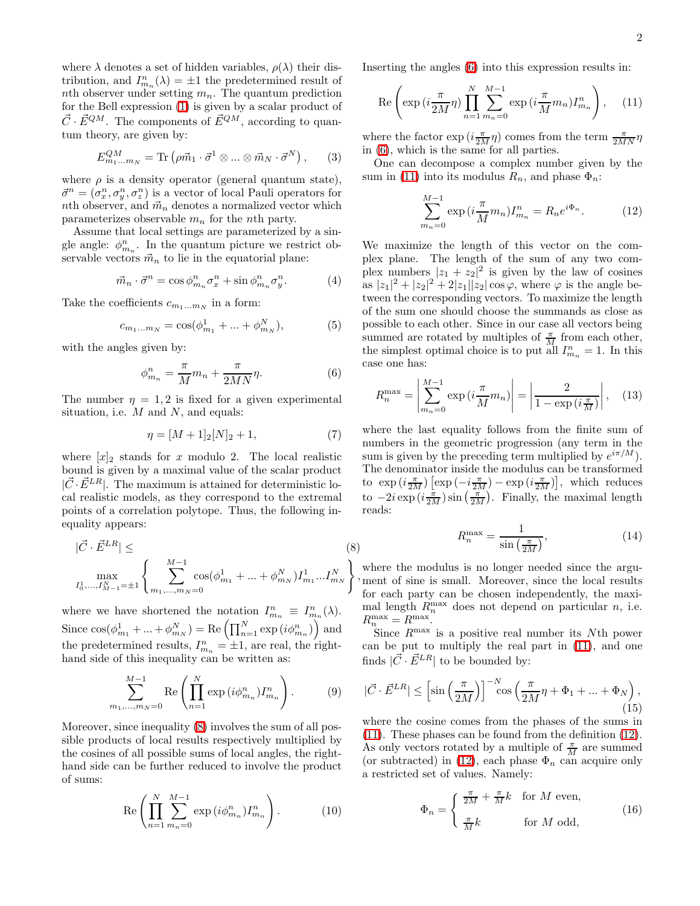where $\lambda$ denotes a set of hidden variables, $\rho(\lambda)$ their distribution, and $I^n_{m_n}(\lambda) = \pm 1$ the predetermined result of $n$th observer under setting $m_n$. The quantum prediction for the Bell expression (1) is given by a scalar product of $\vec{C} \cdot \vec{E}^{QM}$. The components of $\vec{E}^{QM}$, according to quantum theory, are given by:

$$E^{QM}_{m_1 \ldots m_N} = \mathrm{Tr}\left(\rho \vec{m}_1 \cdot \vec{\sigma}^1 \otimes \ldots \otimes \vec{m}_N \cdot \vec{\sigma}^N\right), \qquad (3)$$

where $\rho$ is a density operator (general quantum state), $\vec{\sigma}^n = (\sigma^n_x, \sigma^n_y, \sigma^n_z)$ is a vector of local Pauli operators for $n$th observer, and $\vec{m}_n$ denotes a normalized vector which parameterizes observable $m_n$ for the $n$th party.

Assume that local settings are parameterized by a single angle: $\phi^n_{m_n}$. In the quantum picture we restrict observable vectors $\vec{m}_n$ to lie in the equatorial plane:

$$\vec{m}_n \cdot \vec{\sigma}^n = \cos\phi^n_{m_n} \sigma^n_x + \sin\phi^n_{m_n} \sigma^n_y. \qquad (4)$$

Take the coefficients $c_{m_1 \ldots m_N}$ in a form:

$$c_{m_1 \ldots m_N} = \cos(\phi^1_{m_1} + \ldots + \phi^N_{m_N}), \qquad (5)$$

with the angles given by:

$$\phi^n_{m_n} = \frac{\pi}{M} m_n + \frac{\pi}{2MN}\eta. \qquad (6)$$

The number $\eta = 1, 2$ is fixed for a given experimental situation, i.e. $M$ and $N$, and equals:

$$\eta = [M+1]_2 [N]_2 + 1, \qquad (7)$$

where $[x]_2$ stands for $x$ modulo 2. The local realistic bound is given by a maximal value of the scalar product $|\vec{C} \cdot \vec{E}^{LR}|$. The maximum is attained for deterministic local realistic models, as they correspond to the extremal points of a correlation polytope. Thus, the following inequality appears:

$$|\vec{C} \cdot \vec{E}^{LR}| \leq \max_{I^1_0, \ldots, I^N_{M-1} = \pm 1} \left\{ \sum_{m_1, \ldots, m_N = 0}^{M-1} \cos(\phi^1_{m_1} + \ldots + \phi^N_{m_N}) I^1_{m_1} \ldots I^N_{m_N} \right\}, \qquad (8)$$

where we have shortened the notation $I^n_{m_n} \equiv I^n_{m_n}(\lambda)$. Since $\cos(\phi^1_{m_1} + \ldots + \phi^N_{m_N}) = \mathrm{Re}\left(\prod_{n=1}^N \exp(i\phi^n_{m_n})\right)$ and the predetermined results, $I^n_{m_n} = \pm 1$, are real, the right-hand side of this inequality can be written as:

$$\sum_{m_1, \ldots, m_N = 0}^{M-1} \mathrm{Re}\left(\prod_{n=1}^N \exp(i\phi^n_{m_n}) I^n_{m_n}\right). \qquad (9)$$

Moreover, since inequality (8) involves the sum of all possible products of local results respectively multiplied by the cosines of all possible sums of local angles, the right-hand side can be further reduced to involve the product of sums:

$$\mathrm{Re}\left(\prod_{n=1}^N \sum_{m_n=0}^{M-1} \exp(i\phi^n_{m_n}) I^n_{m_n}\right). \qquad (10)$$

Inserting the angles (6) into this expression results in:

$$\mathrm{Re}\left(\exp(i\frac{\pi}{2M}\eta) \prod_{n=1}^N \sum_{m_n=0}^{M-1} \exp(i\frac{\pi}{M}m_n) I^n_{m_n}\right), \qquad (11)$$

where the factor $\exp(i\frac{\pi}{2M}\eta)$ comes from the term $\frac{\pi}{2MN}\eta$ in (6), which is the same for all parties.

One can decompose a complex number given by the sum in (11) into its modulus $R_n$, and phase $\Phi_n$:

$$\sum_{m_n=0}^{M-1} \exp(i\frac{\pi}{M}m_n) I^n_{m_n} = R_n e^{i\Phi_n}. \qquad (12)$$

We maximize the length of this vector on the complex plane. The length of the sum of any two complex numbers $|z_1 + z_2|^2$ is given by the law of cosines as $|z_1|^2 + |z_2|^2 + 2|z_1||z_2|\cos\varphi$, where $\varphi$ is the angle between the corresponding vectors. To maximize the length of the sum one should choose the summands as close as possible to each other. Since in our case all vectors being summed are rotated by multiples of $\frac{\pi}{M}$ from each other, the simplest optimal choice is to put all $I^n_{m_n} = 1$. In this case one has:

$$R^{\max}_n = \left|\sum_{m_n=0}^{M-1} \exp(i\frac{\pi}{M}m_n)\right| = \left|\frac{2}{1 - \exp(i\frac{\pi}{M})}\right|, \qquad (13)$$

where the last equality follows from the finite sum of numbers in the geometric progression (any term in the sum is given by the preceding term multiplied by $e^{i\pi/M}$). The denominator inside the modulus can be transformed to $\exp(i\frac{\pi}{2M})\left[\exp(-i\frac{\pi}{2M}) - \exp(i\frac{\pi}{2M})\right]$, which reduces to $-2i\exp(i\frac{\pi}{2M})\sin\left(\frac{\pi}{2M}\right)$. Finally, the maximal length reads:

$$R^{\max}_n = \frac{1}{\sin\left(\frac{\pi}{2M}\right)}, \qquad (14)$$

where the modulus is no longer needed since the argument of sine is small. Moreover, since the local results for each party can be chosen independently, the maximal length $R^{\max}_n$ does not depend on particular $n$, i.e. $R^{\max}_n = R^{\max}$.

Since $R^{\max}$ is a positive real number its $N$th power can be put to multiply the real part in (11), and one finds $|\vec{C} \cdot \vec{E}^{LR}|$ to be bounded by:

$$|\vec{C} \cdot \vec{E}^{LR}| \leq \left[\sin\left(\frac{\pi}{2M}\right)\right]^{-N} \cos\left(\frac{\pi}{2M}\eta + \Phi_1 + \ldots + \Phi_N\right), \qquad (15)$$

where the cosine comes from the phases of the sums in (11). These phases can be found from the definition (12). As only vectors rotated by a multiple of $\frac{\pi}{M}$ are summed (or subtracted) in (12), each phase $\Phi_n$ can acquire only a restricted set of values. Namely:

$$\Phi_n = \begin{cases} \frac{\pi}{2M} + \frac{\pi}{M}k & \text{for } M \text{ even}, \\ \frac{\pi}{M}k & \text{for } M \text{ odd}, \end{cases} \qquad (16)$$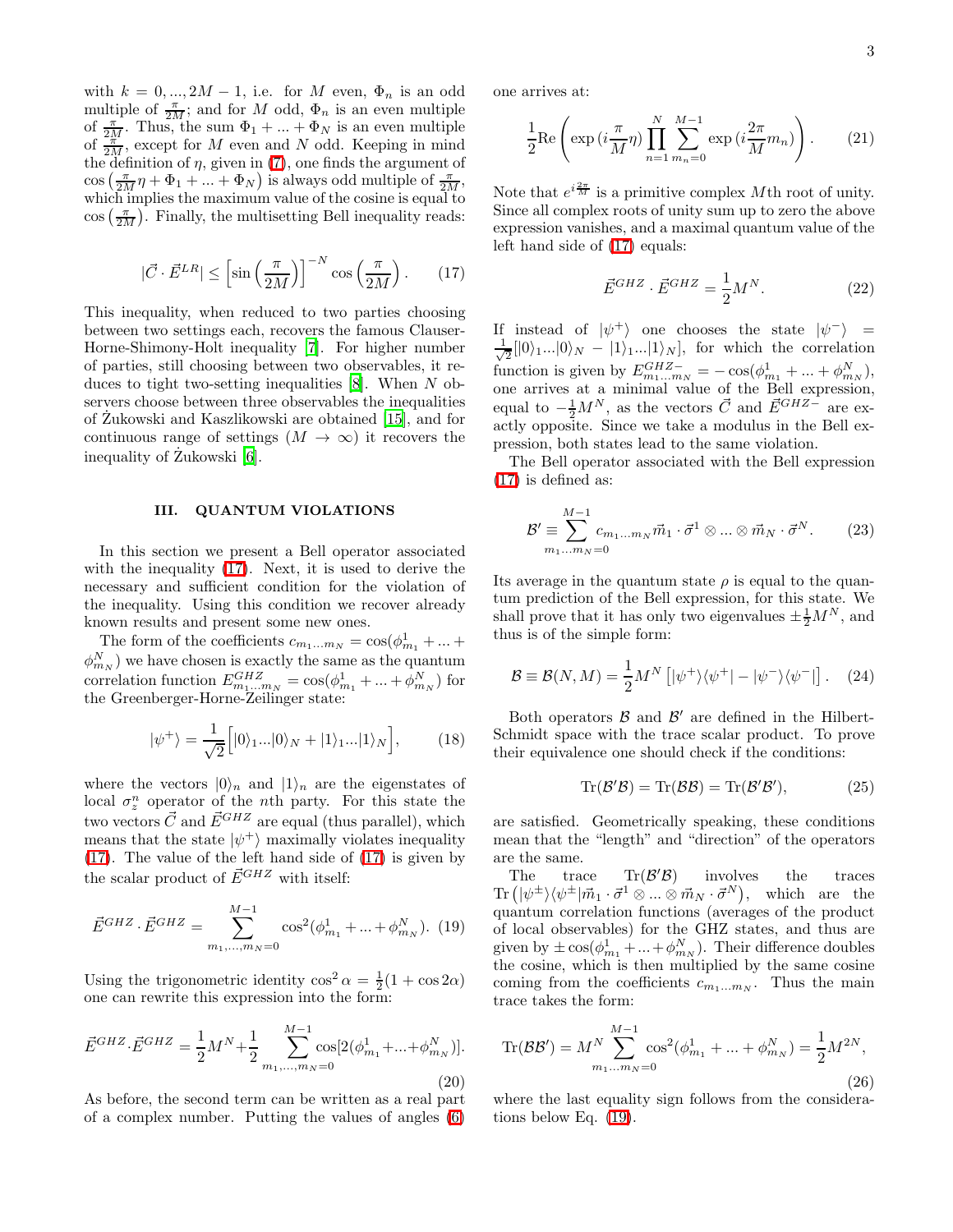with $k = 0, ..., 2M-1$, i.e. for $M$ even, $\Phi_n$ is an odd multiple of $\frac{\pi}{2M}$; and for $M$ odd, $\Phi_n$ is an even multiple of $\frac{\pi}{2M}$. Thus, the sum $\Phi_1 + ... + \Phi_N$ is an even multiple of $\frac{\pi}{2M}$, except for $M$ even and $N$ odd. Keeping in mind the definition of $\eta$, given in (7), one finds the argument of $\cos\left(\frac{\pi}{2M}\eta + \Phi_1 + ... + \Phi_N\right)$ is always odd multiple of $\frac{\pi}{2M}$, which implies the maximum value of the cosine is equal to $\cos\left(\frac{\pi}{2M}\right)$. Finally, the multisetting Bell inequality reads:

$$|\vec{C} \cdot \vec{E}^{LR}| \leq \left[\sin\left(\frac{\pi}{2M}\right)\right]^{-N} \cos\left(\frac{\pi}{2M}\right). \quad (17)$$

This inequality, when reduced to two parties choosing between two settings each, recovers the famous Clauser-Horne-Shimony-Holt inequality [7]. For higher number of parties, still choosing between two observables, it reduces to tight two-setting inequalities [8]. When $N$ observers choose between three observables the inequalities of Żukowski and Kaszlikowski are obtained [15], and for continuous range of settings ($M \to \infty$) it recovers the inequality of Żukowski [6].

## III. QUANTUM VIOLATIONS

In this section we present a Bell operator associated with the inequality (17). Next, it is used to derive the necessary and sufficient condition for the violation of the inequality. Using this condition we recover already known results and present some new ones.

The form of the coefficients $c_{m_1...m_N} = \cos(\phi^1_{m_1} + ... + \phi^N_{m_N})$ we have chosen is exactly the same as the quantum correlation function $E^{GHZ}_{m_1...m_N} = \cos(\phi^1_{m_1} + ... + \phi^N_{m_N})$ for the Greenberger-Horne-Zeilinger state:

$$|\psi^+\rangle = \frac{1}{\sqrt{2}}\Big[|0\rangle_1 ... |0\rangle_N + |1\rangle_1 ... |1\rangle_N\Big], \quad (18)$$

where the vectors $|0\rangle_n$ and $|1\rangle_n$ are the eigenstates of local $\sigma^n_z$ operator of the $n$th party. For this state the two vectors $\vec{C}$ and $\vec{E}^{GHZ}$ are equal (thus parallel), which means that the state $|\psi^+\rangle$ maximally violates inequality (17). The value of the left hand side of (17) is given by the scalar product of $\vec{E}^{GHZ}$ with itself:

$$\vec{E}^{GHZ} \cdot \vec{E}^{GHZ} = \sum_{m_1,...,m_N=0}^{M-1} \cos^2(\phi^1_{m_1} + ... + \phi^N_{m_N}). \quad (19)$$

Using the trigonometric identity $\cos^2\alpha = \frac{1}{2}(1 + \cos 2\alpha)$ one can rewrite this expression into the form:

$$\vec{E}^{GHZ} \cdot \vec{E}^{GHZ} = \frac{1}{2}M^N + \frac{1}{2}\sum_{m_1,...,m_N=0}^{M-1} \cos[2(\phi^1_{m_1} + ... + \phi^N_{m_N})]. \quad (20)$$

As before, the second term can be written as a real part of a complex number. Putting the values of angles (6) one arrives at:

$$\frac{1}{2}\mathrm{Re}\left(\exp(i\frac{\pi}{M}\eta)\prod_{n=1}^{N}\sum_{m_n=0}^{M-1}\exp(i\frac{2\pi}{M}m_n)\right). \quad (21)$$

Note that $e^{i\frac{2\pi}{M}}$ is a primitive complex $M$th root of unity. Since all complex roots of unity sum up to zero the above expression vanishes, and a maximal quantum value of the left hand side of (17) equals:

$$\vec{E}^{GHZ} \cdot \vec{E}^{GHZ} = \frac{1}{2}M^N. \quad (22)$$

If instead of $|\psi^+\rangle$ one chooses the state $|\psi^-\rangle = \frac{1}{\sqrt{2}}[|0\rangle_1 ... |0\rangle_N - |1\rangle_1 ... |1\rangle_N]$, for which the correlation function is given by $E^{GHZ-}_{m_1...m_N} = -\cos(\phi^1_{m_1} + ... + \phi^N_{m_N})$, one arrives at a minimal value of the Bell expression, equal to $-\frac{1}{2}M^N$, as the vectors $\vec{C}$ and $\vec{E}^{GHZ-}$ are exactly opposite. Since we take a modulus in the Bell expression, both states lead to the same violation.

The Bell operator associated with the Bell expression (17) is defined as:

$$\mathcal{B}' \equiv \sum_{m_1...m_N=0}^{M-1} c_{m_1...m_N} \vec{m}_1 \cdot \vec{\sigma}^1 \otimes ... \otimes \vec{m}_N \cdot \vec{\sigma}^N. \quad (23)$$

Its average in the quantum state $\rho$ is equal to the quantum prediction of the Bell expression, for this state. We shall prove that it has only two eigenvalues $\pm\frac{1}{2}M^N$, and thus is of the simple form:

$$\mathcal{B} \equiv \mathcal{B}(N, M) = \frac{1}{2}M^N\left[|\psi^+\rangle\langle\psi^+| - |\psi^-\rangle\langle\psi^-|\right]. \quad (24)$$

Both operators $\mathcal{B}$ and $\mathcal{B}'$ are defined in the Hilbert-Schmidt space with the trace scalar product. To prove their equivalence one should check if the conditions:

$$\mathrm{Tr}(\mathcal{B}'\mathcal{B}) = \mathrm{Tr}(\mathcal{B}\mathcal{B}) = \mathrm{Tr}(\mathcal{B}'\mathcal{B}'), \quad (25)$$

are satisfied. Geometrically speaking, these conditions mean that the "length" and "direction" of the operators are the same.

The trace $\mathrm{Tr}(\mathcal{B}'\mathcal{B})$ involves the traces $\mathrm{Tr}\left(|\psi^\pm\rangle\langle\psi^\pm|\vec{m}_1 \cdot \vec{\sigma}^1 \otimes ... \otimes \vec{m}_N \cdot \vec{\sigma}^N\right)$, which are the quantum correlation functions (averages of the product of local observables) for the GHZ states, and thus are given by $\pm\cos(\phi^1_{m_1} + ... + \phi^N_{m_N})$. Their difference doubles the cosine, which is then multiplied by the same cosine coming from the coefficients $c_{m_1...m_N}$. Thus the main trace takes the form:

$$\mathrm{Tr}(\mathcal{B}\mathcal{B}') = M^N \sum_{m_1...m_N=0}^{M-1} \cos^2(\phi^1_{m_1} + ... + \phi^N_{m_N}) = \frac{1}{2}M^{2N}, \quad (26)$$

where the last equality sign follows from the considerations below Eq. (19).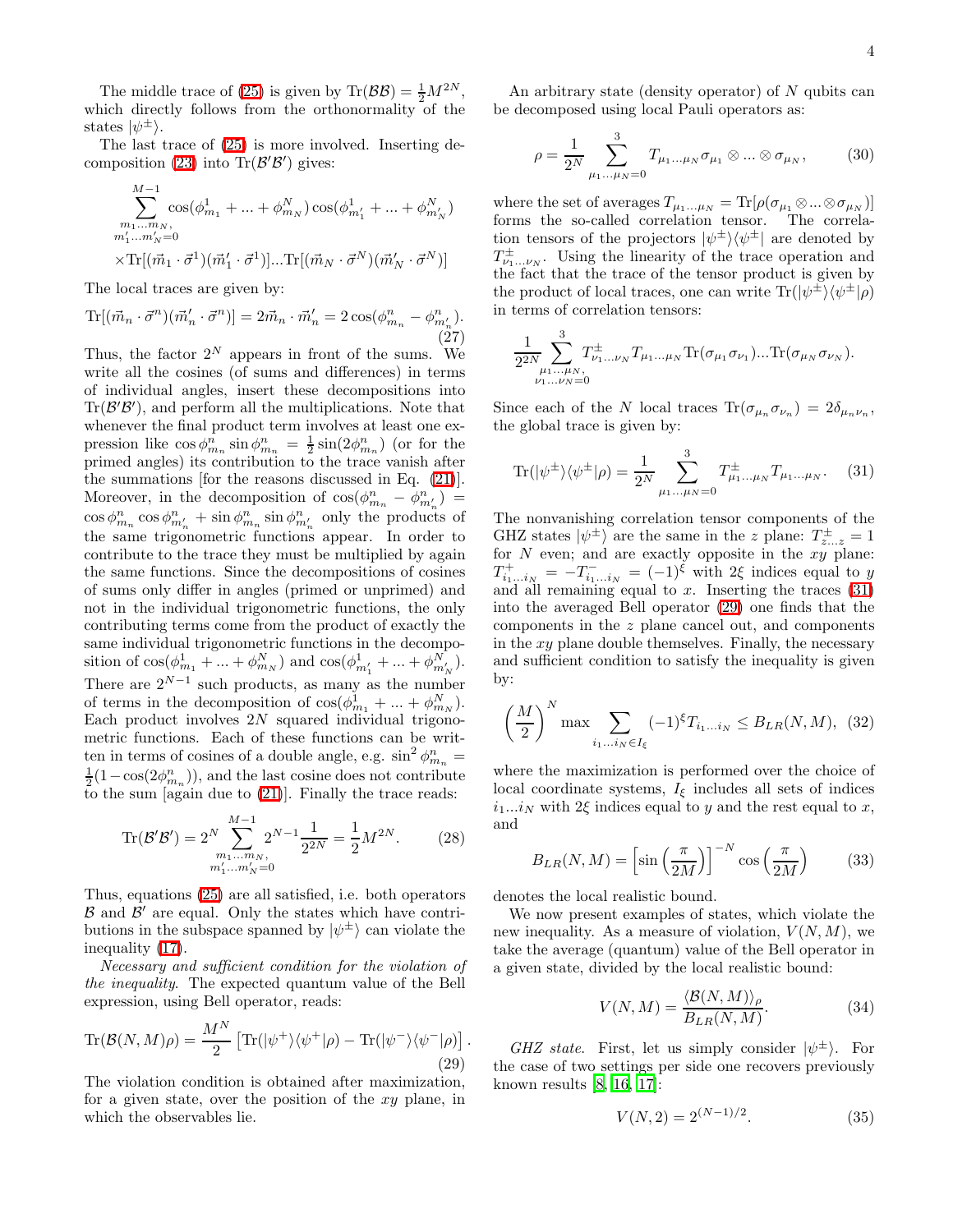The middle trace of (25) is given by $\text{Tr}(\mathcal{B}\mathcal{B}) = \frac{1}{2}M^{2N}$, which directly follows from the orthonormality of the states $|\psi^{\pm}\rangle$.

The last trace of (25) is more involved. Inserting decomposition (23) into $\text{Tr}(\mathcal{B}'\mathcal{B}')$ gives:

$$\sum_{\substack{m_1...m_N,\\ m_1'...m_N'=0}}^{M-1} \cos(\phi^1_{m_1}+...+\phi^N_{m_N})\cos(\phi^1_{m_1'}+...+\phi^N_{m_N'})$$
$$\times \text{Tr}[(\vec{m}_1\cdot\vec{\sigma}^1)(\vec{m}_1'\cdot\vec{\sigma}^1)]...\text{Tr}[(\vec{m}_N\cdot\vec{\sigma}^N)(\vec{m}_N'\cdot\vec{\sigma}^N)]$$

The local traces are given by:

$$\text{Tr}[(\vec{m}_n\cdot\vec{\sigma}^n)(\vec{m}_n'\cdot\vec{\sigma}^n)] = 2\vec{m}_n\cdot\vec{m}_n' = 2\cos(\phi^n_{m_n}-\phi^n_{m_n'}). \tag{27}$$

Thus, the factor $2^N$ appears in front of the sums. We write all the cosines (of sums and differences) in terms of individual angles, insert these decompositions into $\text{Tr}(\mathcal{B}'\mathcal{B}')$, and perform all the multiplications. Note that whenever the final product term involves at least one expression like $\cos\phi^n_{m_n}\sin\phi^n_{m_n} = \frac{1}{2}\sin(2\phi^n_{m_n})$ (or for the primed angles) its contribution to the trace vanish after the summations [for the reasons discussed in Eq. (21)]. Moreover, in the decomposition of $\cos(\phi^n_{m_n}-\phi^n_{m_n'}) = \cos\phi^n_{m_n}\cos\phi^n_{m_n'}+\sin\phi^n_{m_n}\sin\phi^n_{m_n'}$ only the products of the same trigonometric functions appear. In order to contribute to the trace they must be multiplied by again the same functions. Since the decompositions of cosines of sums only differ in angles (primed or unprimed) and not in the individual trigonometric functions, the only contributing terms come from the product of exactly the same individual trigonometric functions in the decomposition of $\cos(\phi^1_{m_1}+...+\phi^N_{m_N})$ and $\cos(\phi^1_{m_1'}+...+\phi^N_{m_N'})$. There are $2^{N-1}$ such products, as many as the number of terms in the decomposition of $\cos(\phi^1_{m_1}+...+\phi^N_{m_N})$. Each product involves $2N$ squared individual trigonometric functions. Each of these functions can be written in terms of cosines of a double angle, e.g. $\sin^2\phi^n_{m_n} = \frac{1}{2}(1-\cos(2\phi^n_{m_n}))$, and the last cosine does not contribute to the sum [again due to (21)]. Finally the trace reads:

$$\text{Tr}(\mathcal{B}'\mathcal{B}') = 2^N \sum_{\substack{m_1...m_N,\\ m_1'...m_N'=0}}^{M-1} 2^{N-1}\frac{1}{2^{2N}} = \frac{1}{2}M^{2N}. \tag{28}$$

Thus, equations (25) are all satisfied, i.e. both operators $\mathcal{B}$ and $\mathcal{B}'$ are equal. Only the states which have contributions in the subspace spanned by $|\psi^{\pm}\rangle$ can violate the inequality (17).

*Necessary and sufficient condition for the violation of the inequality*. The expected quantum value of the Bell expression, using Bell operator, reads:

$$\text{Tr}(\mathcal{B}(N,M)\rho) = \frac{M^N}{2}\left[\text{Tr}(|\psi^+\rangle\langle\psi^+|\rho) - \text{Tr}(|\psi^-\rangle\langle\psi^-|\rho)\right]. \tag{29}$$

The violation condition is obtained after maximization, for a given state, over the position of the $xy$ plane, in which the observables lie.

An arbitrary state (density operator) of $N$ qubits can be decomposed using local Pauli operators as:

$$\rho = \frac{1}{2^N}\sum_{\mu_1...\mu_N=0}^{3} T_{\mu_1...\mu_N}\sigma_{\mu_1}\otimes...\otimes\sigma_{\mu_N}, \tag{30}$$

where the set of averages $T_{\mu_1...\mu_N} = \text{Tr}[\rho(\sigma_{\mu_1}\otimes...\otimes\sigma_{\mu_N})]$ forms the so-called correlation tensor. The correlation tensors of the projectors $|\psi^{\pm}\rangle\langle\psi^{\pm}|$ are denoted by $T^{\pm}_{\nu_1...\nu_N}$. Using the linearity of the trace operation and the fact that the trace of the tensor product is given by the product of local traces, one can write $\text{Tr}(|\psi^{\pm}\rangle\langle\psi^{\pm}|\rho)$ in terms of correlation tensors:

$$\frac{1}{2^{2N}}\sum_{\substack{\mu_1...\mu_N,\\ \nu_1...\nu_N=0}}^{3} T^{\pm}_{\nu_1...\nu_N}T_{\mu_1...\mu_N}\text{Tr}(\sigma_{\mu_1}\sigma_{\nu_1})...\text{Tr}(\sigma_{\mu_N}\sigma_{\nu_N}).$$

Since each of the $N$ local traces $\text{Tr}(\sigma_{\mu_n}\sigma_{\nu_n}) = 2\delta_{\mu_n\nu_n}$, the global trace is given by:

$$\text{Tr}(|\psi^{\pm}\rangle\langle\psi^{\pm}|\rho) = \frac{1}{2^N}\sum_{\mu_1...\mu_N=0}^{3} T^{\pm}_{\mu_1...\mu_N}T_{\mu_1...\mu_N}. \tag{31}$$

The nonvanishing correlation tensor components of the GHZ states $|\psi^{\pm}\rangle$ are the same in the $z$ plane: $T^{\pm}_{z...z} = 1$ for $N$ even; and are exactly opposite in the $xy$ plane: $T^{+}_{i_1...i_N} = -T^{-}_{i_1...i_N} = (-1)^{\xi}$ with $2\xi$ indices equal to $y$ and all remaining equal to $x$. Inserting the traces (31) into the averaged Bell operator (29) one finds that the components in the $z$ plane cancel out, and components in the $xy$ plane double themselves. Finally, the necessary and sufficient condition to satisfy the inequality is given by:

$$\left(\frac{M}{2}\right)^N \max \sum_{i_1...i_N\in I_{\xi}} (-1)^{\xi}T_{i_1...i_N} \leq B_{LR}(N,M), \tag{32}$$

where the maximization is performed over the choice of local coordinate systems, $I_{\xi}$ includes all sets of indices $i_1...i_N$ with $2\xi$ indices equal to $y$ and the rest equal to $x$, and

$$B_{LR}(N,M) = \left[\sin\left(\frac{\pi}{2M}\right)\right]^{-N}\cos\left(\frac{\pi}{2M}\right) \tag{33}$$

denotes the local realistic bound.

We now present examples of states, which violate the new inequality. As a measure of violation, $V(N,M)$, we take the average (quantum) value of the Bell operator in a given state, divided by the local realistic bound:

$$V(N,M) = \frac{\langle\mathcal{B}(N,M)\rangle_{\rho}}{B_{LR}(N,M)}. \tag{34}$$

*GHZ state*. First, let us simply consider $|\psi^{\pm}\rangle$. For the case of two settings per side one recovers previously known results [8, 16, 17]:

$$V(N,2) = 2^{(N-1)/2}. \tag{35}$$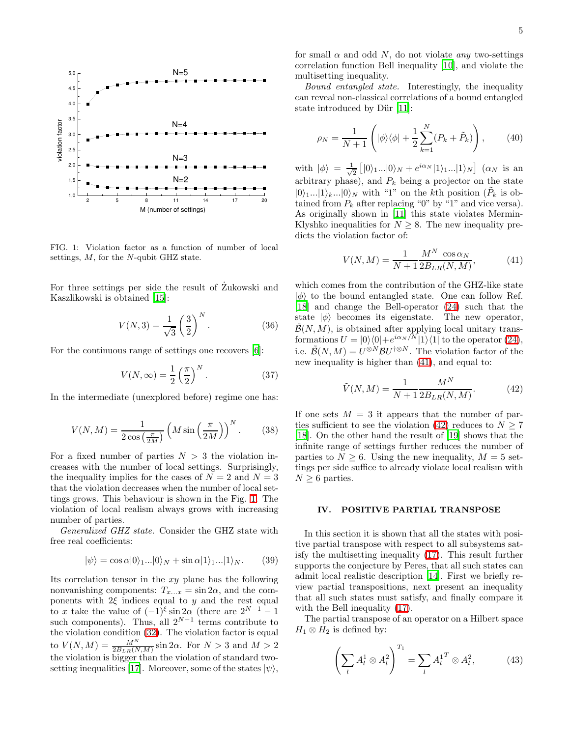FIG. 1: Violation factor as a function of number of local settings, $M$, for the $N$-qubit GHZ state.

For three settings per side the result of Żukowski and Kaszlikowski is obtained [15]:

$$V(N,3) = \frac{1}{\sqrt{3}}\left(\frac{3}{2}\right)^N. \tag{36}$$

For the continuous range of settings one recovers [6]:

$$V(N,\infty) = \frac{1}{2}\left(\frac{\pi}{2}\right)^N. \tag{37}$$

In the intermediate (unexplored before) regime one has:

$$V(N,M) = \frac{1}{2\cos\left(\frac{\pi}{2M}\right)}\left(M\sin\left(\frac{\pi}{2M}\right)\right)^N. \tag{38}$$

For a fixed number of parties $N > 3$ the violation increases with the number of local settings. Surprisingly, the inequality implies for the cases of $N=2$ and $N=3$ that the violation decreases when the number of local settings grows. This behaviour is shown in the Fig. 1. The violation of local realism always grows with increasing number of parties.

*Generalized GHZ state.* Consider the GHZ state with free real coefficients:

$$|\psi\rangle = \cos\alpha|0\rangle_1...|0\rangle_N + \sin\alpha|1\rangle_1...|1\rangle_N. \tag{39}$$

Its correlation tensor in the $xy$ plane has the following nonvanishing components: $T_{x...x} = \sin 2\alpha$, and the components with $2\xi$ indices equal to $y$ and the rest equal to $x$ take the value of $(-1)^\xi \sin 2\alpha$ (there are $2^{N-1}-1$ such components). Thus, all $2^{N-1}$ terms contribute to the violation condition (32). The violation factor is equal to $V(N,M) = \frac{M^N}{2B_{LR}(N,M)}\sin 2\alpha$. For $N>3$ and $M>2$ the violation is bigger than the violation of standard two-setting inequalities [17]. Moreover, some of the states $|\psi\rangle$, for small $\alpha$ and odd $N$, do not violate *any* two-settings correlation function Bell inequality [10], and violate the multisetting inequality.

*Bound entangled state.* Interestingly, the inequality can reveal non-classical correlations of a bound entangled state introduced by Dür [11]:

$$\rho_N = \frac{1}{N+1}\left(|\phi\rangle\langle\phi| + \frac{1}{2}\sum_{k=1}^{N}(P_k + \tilde{P}_k)\right), \tag{40}$$

with $|\phi\rangle = \frac{1}{\sqrt{2}}\left[|0\rangle_1...|0\rangle_N + e^{i\alpha_N}|1\rangle_1...|1\rangle_N\right]$ ($\alpha_N$ is an arbitrary phase), and $P_k$ being a projector on the state $|0\rangle_1...|1\rangle_k...|0\rangle_N$ with "1" on the $k$th position ($\tilde{P}_k$ is obtained from $P_k$ after replacing "0" by "1" and vice versa). As originally shown in [11] this state violates Mermin-Klyshko inequalities for $N \geq 8$. The new inequality predicts the violation factor of:

$$V(N,M) = \frac{1}{N+1}\frac{M^N \cos\alpha_N}{2B_{LR}(N,M)}, \tag{41}$$

which comes from the contribution of the GHZ-like state $|\phi\rangle$ to the bound entangled state. One can follow Ref. [18] and change the Bell-operator (24) such that the state $|\phi\rangle$ becomes its eigenstate. The new operator, $\tilde{\mathcal{B}}(N,M)$, is obtained after applying local unitary transformations $U = |0\rangle\langle 0| + e^{i\alpha_N/N}|1\rangle\langle 1|$ to the operator (24), i.e. $\tilde{\mathcal{B}}(N,M) = U^{\otimes N}\mathcal{B}U^{\dagger\otimes N}$. The violation factor of the new inequality is higher than (41), and equal to:

$$\tilde{V}(N,M) = \frac{1}{N+1}\frac{M^N}{2B_{LR}(N,M)}. \tag{42}$$

If one sets $M=3$ it appears that the number of parties sufficient to see the violation (42) reduces to $N \geq 7$ [18]. On the other hand the result of [19] shows that the infinite range of settings further reduces the number of parties to $N \geq 6$. Using the new inequality, $M=5$ settings per side suffice to already violate local realism with $N \geq 6$ parties.

## IV. POSITIVE PARTIAL TRANSPOSE

In this section it is shown that all the states with positive partial transpose with respect to all subsystems satisfy the multisetting inequality (17). This result further supports the conjecture by Peres, that all such states can admit local realistic description [14]. First we briefly review partial transpositions, next present an inequality that all such states must satisfy, and finally compare it with the Bell inequality (17).

The partial transpose of an operator on a Hilbert space $H_1 \otimes H_2$ is defined by:

$$\left(\sum_l A_l^1 \otimes A_l^2\right)^{T_1} = \sum_l {A_l^1}^T \otimes A_l^2, \tag{43}$$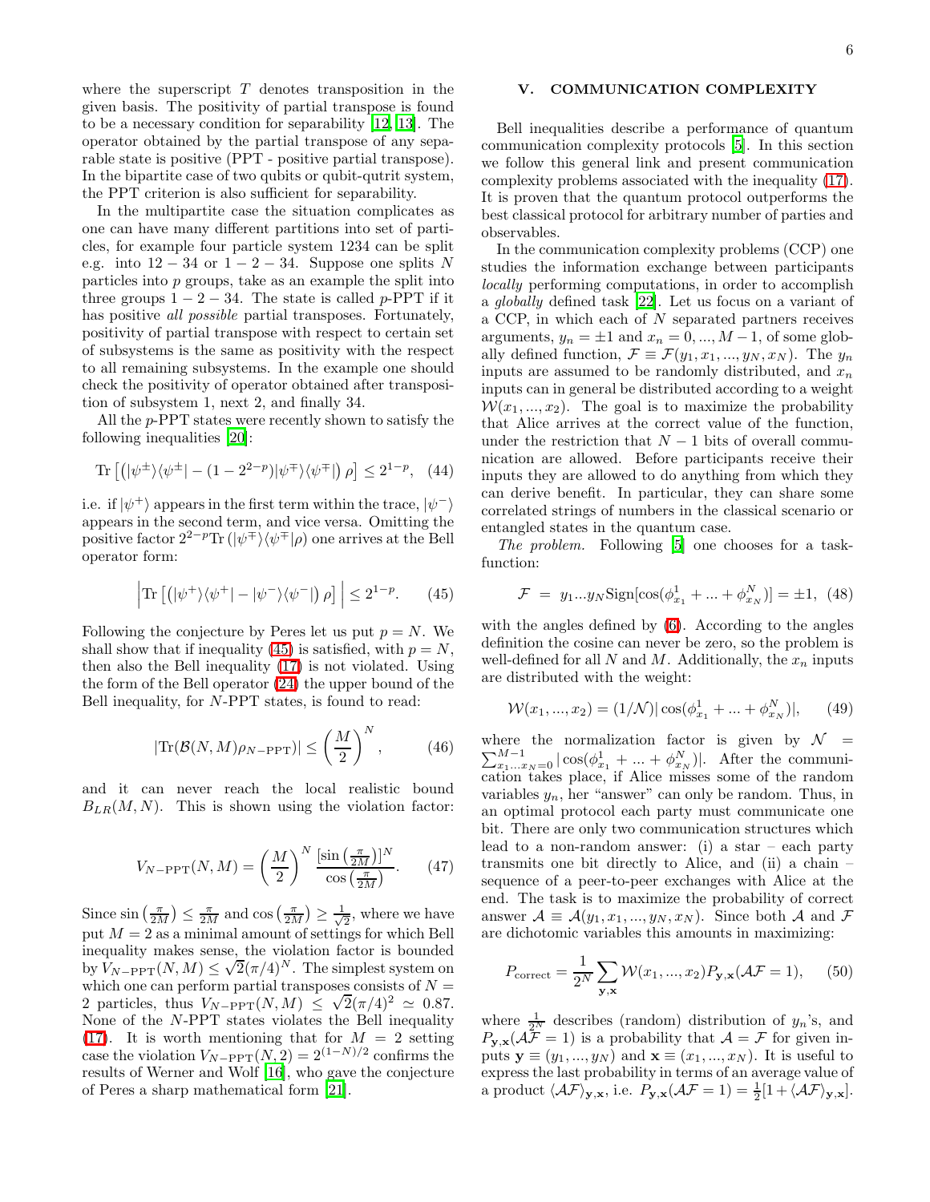where the superscript $T$ denotes transposition in the given basis. The positivity of partial transpose is found to be a necessary condition for separability [12, 13]. The operator obtained by the partial transpose of any separable state is positive (PPT - positive partial transpose). In the bipartite case of two qubits or qubit-qutrit system, the PPT criterion is also sufficient for separability.

In the multipartite case the situation complicates as one can have many different partitions into set of particles, for example four particle system 1234 can be split e.g. into $12-34$ or $1-2-34$. Suppose one splits $N$ particles into $p$ groups, take as an example the split into three groups $1-2-34$. The state is called $p$-PPT if it has positive *all possible* partial transposes. Fortunately, positivity of partial transpose with respect to certain set of subsystems is the same as positivity with the respect to all remaining subsystems. In the example one should check the positivity of operator obtained after transposition of subsystem 1, next 2, and finally 34.

All the $p$-PPT states were recently shown to satisfy the following inequalities [20]:

$$\mathrm{Tr}\left[\left(|\psi^{\pm}\rangle\langle\psi^{\pm}| - (1-2^{2-p})|\psi^{\mp}\rangle\langle\psi^{\mp}|\right)\rho\right] \leq 2^{1-p}, \quad (44)$$

i.e. if $|\psi^{+}\rangle$ appears in the first term within the trace, $|\psi^{-}\rangle$ appears in the second term, and vice versa. Omitting the positive factor $2^{2-p}\mathrm{Tr}\left(|\psi^{\mp}\rangle\langle\psi^{\mp}|\rho\right)$ one arrives at the Bell operator form:

$$\left|\mathrm{Tr}\left[\left(|\psi^{+}\rangle\langle\psi^{+}| - |\psi^{-}\rangle\langle\psi^{-}|\right)\rho\right]\right| \leq 2^{1-p}. \quad (45)$$

Following the conjecture by Peres let us put $p=N$. We shall show that if inequality (45) is satisfied, with $p=N$, then also the Bell inequality (17) is not violated. Using the form of the Bell operator (24) the upper bound of the Bell inequality, for $N$-PPT states, is found to read:

$$|\mathrm{Tr}(\mathcal{B}(N,M)\rho_{N-\mathrm{PPT}})| \leq \left(\frac{M}{2}\right)^{N}, \quad (46)$$

and it can never reach the local realistic bound $B_{LR}(M,N)$. This is shown using the violation factor:

$$V_{N-\mathrm{PPT}}(N,M) = \left(\frac{M}{2}\right)^{N}\frac{[\sin\left(\frac{\pi}{2M}\right)]^{N}}{\cos\left(\frac{\pi}{2M}\right)}. \quad (47)$$

Since $\sin\left(\frac{\pi}{2M}\right) \leq \frac{\pi}{2M}$ and $\cos\left(\frac{\pi}{2M}\right) \geq \frac{1}{\sqrt{2}}$, where we have put $M=2$ as a minimal amount of settings for which Bell inequality makes sense, the violation factor is bounded by $V_{N-\mathrm{PPT}}(N,M) \leq \sqrt{2}(\pi/4)^{N}$. The simplest system on which one can perform partial transposes consists of $N=2$ particles, thus $V_{N-\mathrm{PPT}}(N,M) \leq \sqrt{2}(\pi/4)^{2} \simeq 0.87$. None of the $N$-PPT states violates the Bell inequality (17). It is worth mentioning that for $M=2$ setting case the violation $V_{N-\mathrm{PPT}}(N,2) = 2^{(1-N)/2}$ confirms the results of Werner and Wolf [16], who gave the conjecture of Peres a sharp mathematical form [21].

## V. COMMUNICATION COMPLEXITY

Bell inequalities describe a performance of quantum communication complexity protocols [5]. In this section we follow this general link and present communication complexity problems associated with the inequality (17). It is proven that the quantum protocol outperforms the best classical protocol for arbitrary number of parties and observables.

In the communication complexity problems (CCP) one studies the information exchange between participants *locally* performing computations, in order to accomplish a *globally* defined task [22]. Let us focus on a variant of a CCP, in which each of $N$ separated partners receives arguments, $y_n = \pm 1$ and $x_n = 0, ..., M-1$, of some globally defined function, $\mathcal{F} \equiv \mathcal{F}(y_1, x_1, ..., y_N, x_N)$. The $y_n$ inputs are assumed to be randomly distributed, and $x_n$ inputs can in general be distributed according to a weight $\mathcal{W}(x_1, ..., x_2)$. The goal is to maximize the probability that Alice arrives at the correct value of the function, under the restriction that $N-1$ bits of overall communication are allowed. Before participants receive their inputs they are allowed to do anything from which they can derive benefit. In particular, they can share some correlated strings of numbers in the classical scenario or entangled states in the quantum case.

*The problem.* Following [5] one chooses for a task-function:

$$\mathcal{F} = y_1 ... y_N \mathrm{Sign}[\cos(\phi^{1}_{x_1} + ... + \phi^{N}_{x_N})] = \pm 1, \quad (48)$$

with the angles defined by (6). According to the angles definition the cosine can never be zero, so the problem is well-defined for all $N$ and $M$. Additionally, the $x_n$ inputs are distributed with the weight:

$$\mathcal{W}(x_1, ..., x_2) = (1/\mathcal{N})|\cos(\phi^{1}_{x_1} + ... + \phi^{N}_{x_N})|, \quad (49)$$

where the normalization factor is given by $\mathcal{N} = \sum_{x_1 ... x_N = 0}^{M-1} |\cos(\phi^{1}_{x_1} + ... + \phi^{N}_{x_N})|$. After the communication takes place, if Alice misses some of the random variables $y_n$, her "answer" can only be random. Thus, in an optimal protocol each party must communicate one bit. There are only two communication structures which lead to a non-random answer: (i) a star – each party transmits one bit directly to Alice, and (ii) a chain – sequence of a peer-to-peer exchanges with Alice at the end. The task is to maximize the probability of correct answer $\mathcal{A} \equiv \mathcal{A}(y_1, x_1, ..., y_N, x_N)$. Since both $\mathcal{A}$ and $\mathcal{F}$ are dichotomic variables this amounts in maximizing:

$$P_{\mathrm{correct}} = \frac{1}{2^N}\sum_{\mathbf{y},\mathbf{x}} \mathcal{W}(x_1, ..., x_2) P_{\mathbf{y},\mathbf{x}}(\mathcal{A}\mathcal{F} = 1), \quad (50)$$

where $\frac{1}{2^N}$ describes (random) distribution of $y_n$'s, and $P_{\mathbf{y},\mathbf{x}}(\mathcal{A}\mathcal{F} = 1)$ is a probability that $\mathcal{A} = \mathcal{F}$ for given inputs $\mathbf{y} \equiv (y_1, ..., y_N)$ and $\mathbf{x} \equiv (x_1, ..., x_N)$. It is useful to express the last probability in terms of an average value of a product $\langle \mathcal{A}\mathcal{F} \rangle_{\mathbf{y},\mathbf{x}}$, i.e. $P_{\mathbf{y},\mathbf{x}}(\mathcal{A}\mathcal{F} = 1) = \frac{1}{2}[1 + \langle \mathcal{A}\mathcal{F} \rangle_{\mathbf{y},\mathbf{x}}]$.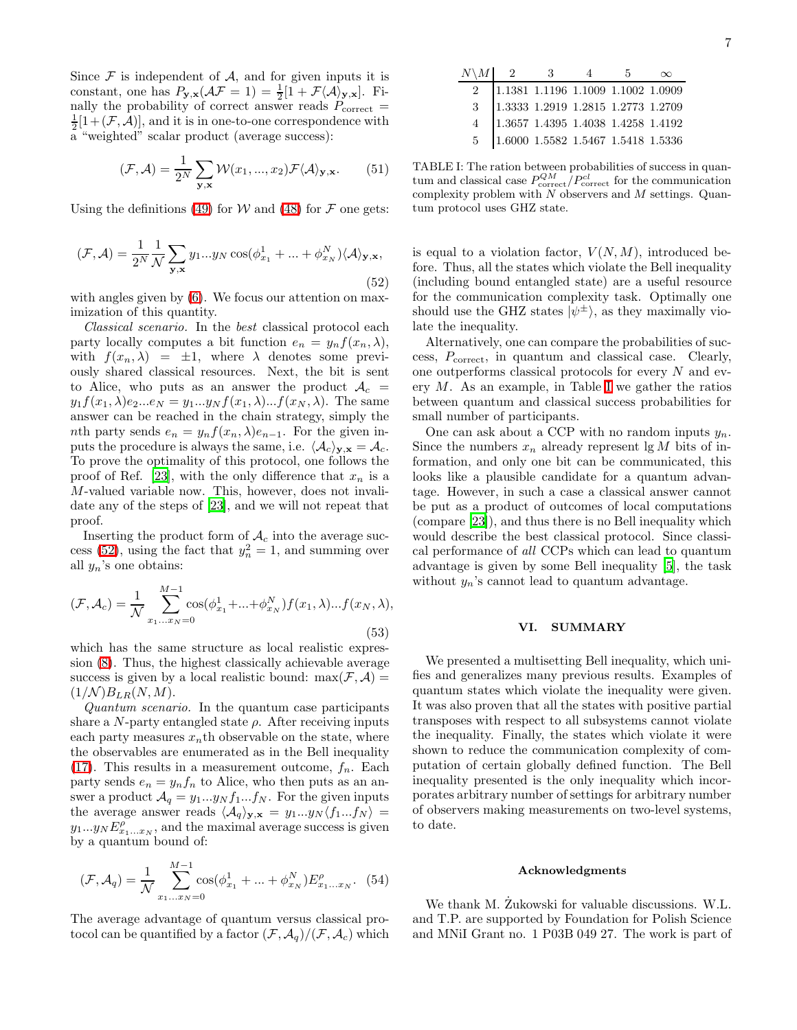Since $\mathcal{F}$ is independent of $\mathcal{A}$, and for given inputs it is constant, one has $P_{\mathbf{y},\mathbf{x}}(\mathcal{A}\mathcal{F}=1) = \frac{1}{2}[1+\mathcal{F}\langle\mathcal{A}\rangle_{\mathbf{y},\mathbf{x}}]$. Finally the probability of correct answer reads $P_{\text{correct}} = \frac{1}{2}[1+(\mathcal{F},\mathcal{A})]$, and it is in one-to-one correspondence with a "weighted" scalar product (average success):

$$(\mathcal{F},\mathcal{A}) = \frac{1}{2^N}\sum_{\mathbf{y},\mathbf{x}} \mathcal{W}(x_1,...,x_2)\mathcal{F}\langle\mathcal{A}\rangle_{\mathbf{y},\mathbf{x}}. \quad (51)$$

Using the definitions (49) for $\mathcal{W}$ and (48) for $\mathcal{F}$ one gets:

$$(\mathcal{F},\mathcal{A}) = \frac{1}{2^N}\frac{1}{\mathcal{N}}\sum_{\mathbf{y},\mathbf{x}} y_1...y_N \cos(\phi^1_{x_1}+...+\phi^N_{x_N})\langle\mathcal{A}\rangle_{\mathbf{y},\mathbf{x}}, \quad (52)$$

with angles given by (6). We focus our attention on maximization of this quantity.

*Classical scenario.* In the *best* classical protocol each party locally computes a bit function $e_n = y_n f(x_n,\lambda)$, with $f(x_n,\lambda) = \pm 1$, where $\lambda$ denotes some previously shared classical resources. Next, the bit is sent to Alice, who puts as an answer the product $\mathcal{A}_c = y_1 f(x_1,\lambda)e_2...e_N = y_1...y_N f(x_1,\lambda)...f(x_N,\lambda)$. The same answer can be reached in the chain strategy, simply the $n$th party sends $e_n = y_n f(x_n,\lambda)e_{n-1}$. For the given inputs the procedure is always the same, i.e. $\langle\mathcal{A}_c\rangle_{\mathbf{y},\mathbf{x}} = \mathcal{A}_c$. To prove the optimality of this protocol, one follows the proof of Ref. [23], with the only difference that $x_n$ is a $M$-valued variable now. This, however, does not invalidate any of the steps of [23], and we will not repeat that proof.

Inserting the product form of $\mathcal{A}_c$ into the average success (52), using the fact that $y_n^2 = 1$, and summing over all $y_n$'s one obtains:

$$(\mathcal{F},\mathcal{A}_c) = \frac{1}{\mathcal{N}}\sum_{x_1...x_N=0}^{M-1}\cos(\phi^1_{x_1}+...+\phi^N_{x_N})f(x_1,\lambda)...f(x_N,\lambda), \quad (53)$$

which has the same structure as local realistic expression (8). Thus, the highest classically achievable average success is given by a local realistic bound: $\max(\mathcal{F},\mathcal{A}) = (1/\mathcal{N})B_{LR}(N,M)$.

*Quantum scenario.* In the quantum case participants share a $N$-party entangled state $\rho$. After receiving inputs each party measures $x_n$th observable on the state, where the observables are enumerated as in the Bell inequality (17). This results in a measurement outcome, $f_n$. Each party sends $e_n = y_n f_n$ to Alice, who then puts as an answer a product $\mathcal{A}_q = y_1...y_N f_1...f_N$. For the given inputs the average answer reads $\langle\mathcal{A}_q\rangle_{\mathbf{y},\mathbf{x}} = y_1...y_N\langle f_1...f_N\rangle = y_1...y_N E^{\rho}_{x_1...x_N}$, and the maximal average success is given by a quantum bound of:

$$(\mathcal{F},\mathcal{A}_q) = \frac{1}{\mathcal{N}}\sum_{x_1...x_N=0}^{M-1}\cos(\phi^1_{x_1}+...+\phi^N_{x_N})E^{\rho}_{x_1...x_N}. \quad (54)$$

The average advantage of quantum versus classical protocol can be quantified by a factor $(\mathcal{F},\mathcal{A}_q)/(\mathcal{F},\mathcal{A}_c)$ which is equal to a violation factor, $V(N,M)$, introduced before. Thus, all the states which violate the Bell inequality (including bound entangled state) are a useful resource for the communication complexity task. Optimally one should use the GHZ states $|\psi^{\pm}\rangle$, as they maximally violate the inequality.

| $N\backslash M$ | 2 | 3 | 4 | 5 | $\infty$ |
|---|---|---|---|---|---|
| 2 | 1.1381 | 1.1196 | 1.1009 | 1.1002 | 1.0909 |
| 3 | 1.3333 | 1.2919 | 1.2815 | 1.2773 | 1.2709 |
| 4 | 1.3657 | 1.4395 | 1.4038 | 1.4258 | 1.4192 |
| 5 | 1.6000 | 1.5582 | 1.5467 | 1.5418 | 1.5336 |

TABLE I: The ration between probabilities of success in quantum and classical case $P^{QM}_{\text{correct}}/P^{cl}_{\text{correct}}$ for the communication complexity problem with $N$ observers and $M$ settings. Quantum protocol uses GHZ state.

Alternatively, one can compare the probabilities of success, $P_{\text{correct}}$, in quantum and classical case. Clearly, one outperforms classical protocols for every $N$ and every $M$. As an example, in Table I we gather the ratios between quantum and classical success probabilities for small number of participants.

One can ask about a CCP with no random inputs $y_n$. Since the numbers $x_n$ already represent $\lg M$ bits of information, and only one bit can be communicated, this looks like a plausible candidate for a quantum advantage. However, in such a case a classical answer cannot be put as a product of outcomes of local computations (compare [23]), and thus there is no Bell inequality which would describe the best classical protocol. Since classical performance of *all* CCPs which can lead to quantum advantage is given by some Bell inequality [5], the task without $y_n$'s cannot lead to quantum advantage.

## VI. SUMMARY

We presented a multisetting Bell inequality, which unifies and generalizes many previous results. Examples of quantum states which violate the inequality were given. It was also proven that all the states with positive partial transposes with respect to all subsystems cannot violate the inequality. Finally, the states which violate it were shown to reduce the communication complexity of computation of certain globally defined function. The Bell inequality presented is the only inequality which incorporates arbitrary number of settings for arbitrary number of observers making measurements on two-level systems, to date.

### Acknowledgments

We thank M. Żukowski for valuable discussions. W.L. and T.P. are supported by Foundation for Polish Science and MNiI Grant no. 1 P03B 049 27. The work is part of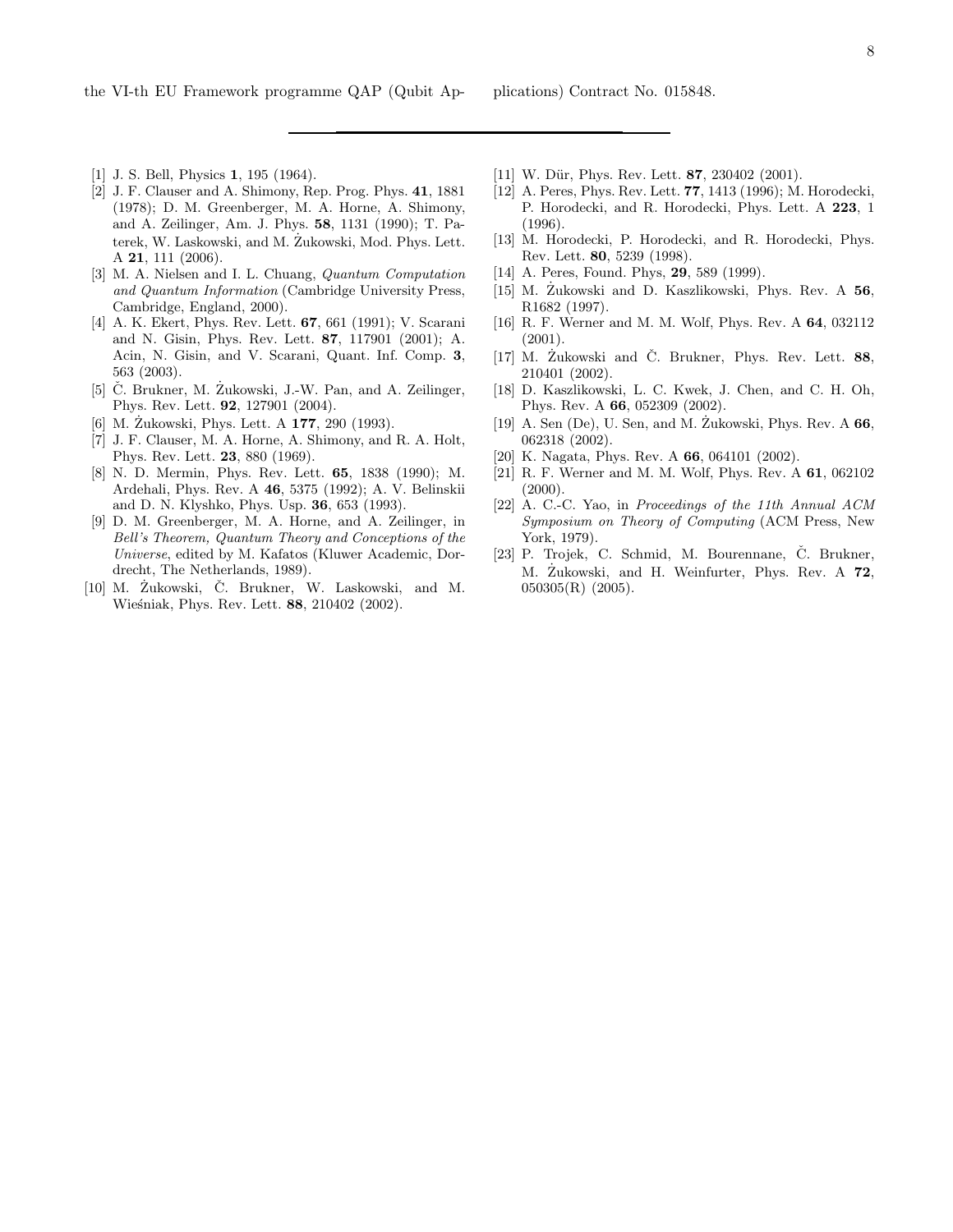the VI-th EU Framework programme QAP (Qubit Applications) Contract No. 015848.

---

[1] J. S. Bell, Physics **1**, 195 (1964).

[2] J. F. Clauser and A. Shimony, Rep. Prog. Phys. **41**, 1881 (1978); D. M. Greenberger, M. A. Horne, A. Shimony, and A. Zeilinger, Am. J. Phys. **58**, 1131 (1990); T. Paterek, W. Laskowski, and M. Żukowski, Mod. Phys. Lett. A **21**, 111 (2006).

[3] M. A. Nielsen and I. L. Chuang, *Quantum Computation and Quantum Information* (Cambridge University Press, Cambridge, England, 2000).

[4] A. K. Ekert, Phys. Rev. Lett. **67**, 661 (1991); V. Scarani and N. Gisin, Phys. Rev. Lett. **87**, 117901 (2001); A. Acin, N. Gisin, and V. Scarani, Quant. Inf. Comp. **3**, 563 (2003).

[5] Č. Brukner, M. Żukowski, J.-W. Pan, and A. Zeilinger, Phys. Rev. Lett. **92**, 127901 (2004).

[6] M. Żukowski, Phys. Lett. A **177**, 290 (1993).

[7] J. F. Clauser, M. A. Horne, A. Shimony, and R. A. Holt, Phys. Rev. Lett. **23**, 880 (1969).

[8] N. D. Mermin, Phys. Rev. Lett. **65**, 1838 (1990); M. Ardehali, Phys. Rev. A **46**, 5375 (1992); A. V. Belinskii and D. N. Klyshko, Phys. Usp. **36**, 653 (1993).

[9] D. M. Greenberger, M. A. Horne, and A. Zeilinger, in *Bell's Theorem, Quantum Theory and Conceptions of the Universe*, edited by M. Kafatos (Kluwer Academic, Dordrecht, The Netherlands, 1989).

[10] M. Żukowski, Č. Brukner, W. Laskowski, and M. Wieśniak, Phys. Rev. Lett. **88**, 210402 (2002).

[11] W. Dür, Phys. Rev. Lett. **87**, 230402 (2001).

[12] A. Peres, Phys. Rev. Lett. **77**, 1413 (1996); M. Horodecki, P. Horodecki, and R. Horodecki, Phys. Lett. A **223**, 1 (1996).

[13] M. Horodecki, P. Horodecki, and R. Horodecki, Phys. Rev. Lett. **80**, 5239 (1998).

[14] A. Peres, Found. Phys, **29**, 589 (1999).

[15] M. Żukowski and D. Kaszlikowski, Phys. Rev. A **56**, R1682 (1997).

[16] R. F. Werner and M. M. Wolf, Phys. Rev. A **64**, 032112 (2001).

[17] M. Żukowski and Č. Brukner, Phys. Rev. Lett. **88**, 210401 (2002).

[18] D. Kaszlikowski, L. C. Kwek, J. Chen, and C. H. Oh, Phys. Rev. A **66**, 052309 (2002).

[19] A. Sen (De), U. Sen, and M. Żukowski, Phys. Rev. A **66**, 062318 (2002).

[20] K. Nagata, Phys. Rev. A **66**, 064101 (2002).

[21] R. F. Werner and M. M. Wolf, Phys. Rev. A **61**, 062102 (2000).

[22] A. C.-C. Yao, in *Proceedings of the 11th Annual ACM Symposium on Theory of Computing* (ACM Press, New York, 1979).

[23] P. Trojek, C. Schmid, M. Bourennane, Č. Brukner, M. Żukowski, and H. Weinfurter, Phys. Rev. A **72**, 050305(R) (2005).